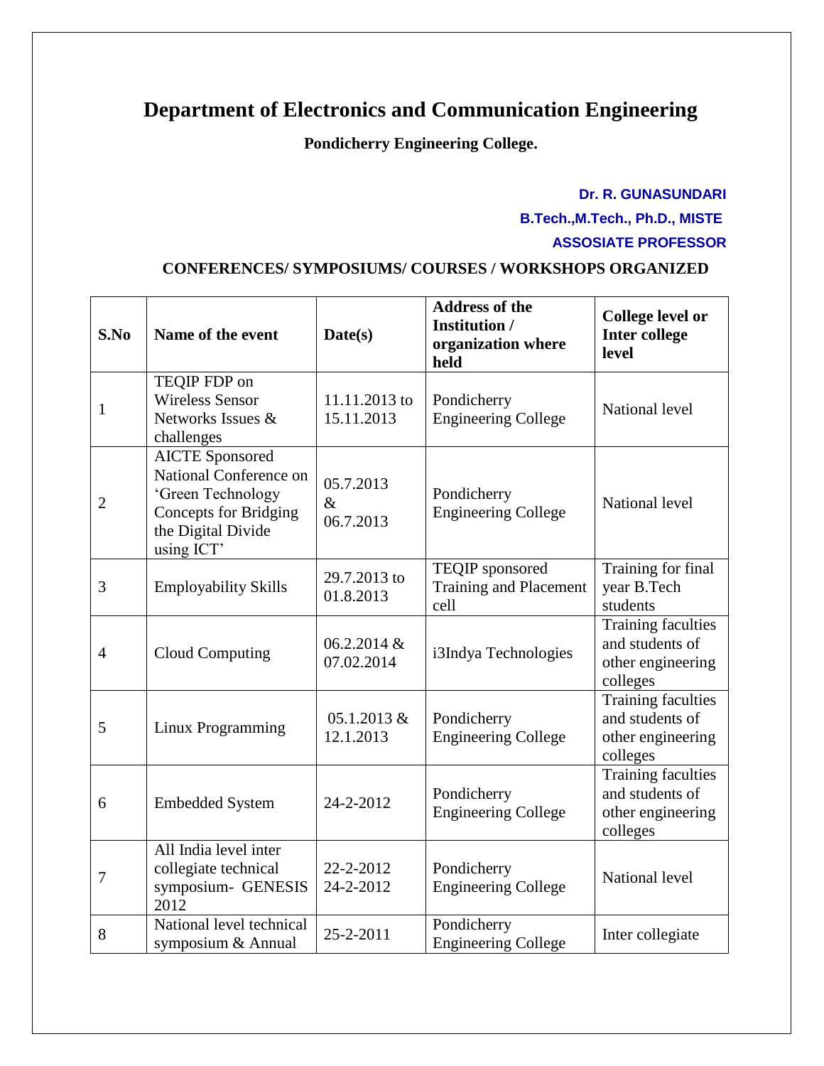# Department of Electronics and Communication Engineering

**Pondicherry Engineering College.**

**Dr. R. GUNASUNDARI**

**B.Tech.,M.Tech., Ph.D., MISTE**

**ASSOSIATE PROFESSOR**

## CONFERENCES/ SYMPOSIUMS/ COURSES / WORKSHOPS ORGANIZED

| S.No | Name of the event | Date(s) | Address of the Institution / organization where held | College level or Inter college level |
|---|---|---|---|---|
| 1 | TEQIP FDP on Wireless Sensor Networks Issues & challenges | 11.11.2013 to 15.11.2013 | Pondicherry Engineering College | National level |
| 2 | AICTE Sponsored National Conference on 'Green Technology Concepts for Bridging the Digital Divide using ICT' | 05.7.2013 & 06.7.2013 | Pondicherry Engineering College | National level |
| 3 | Employability Skills | 29.7.2013 to 01.8.2013 | TEQIP sponsored Training and Placement cell | Training for final year B.Tech students |
| 4 | Cloud Computing | 06.2.2014 & 07.02.2014 | i3Indya Technologies | Training faculties and students of other engineering colleges |
| 5 | Linux Programming | 05.1.2013 & 12.1.2013 | Pondicherry Engineering College | Training faculties and students of other engineering colleges |
| 6 | Embedded System | 24-2-2012 | Pondicherry Engineering College | Training faculties and students of other engineering colleges |
| 7 | All India level inter collegiate technical symposium- GENESIS 2012 | 22-2-2012 24-2-2012 | Pondicherry Engineering College | National level |
| 8 | National level technical symposium & Annual | 25-2-2011 | Pondicherry Engineering College | Inter collegiate |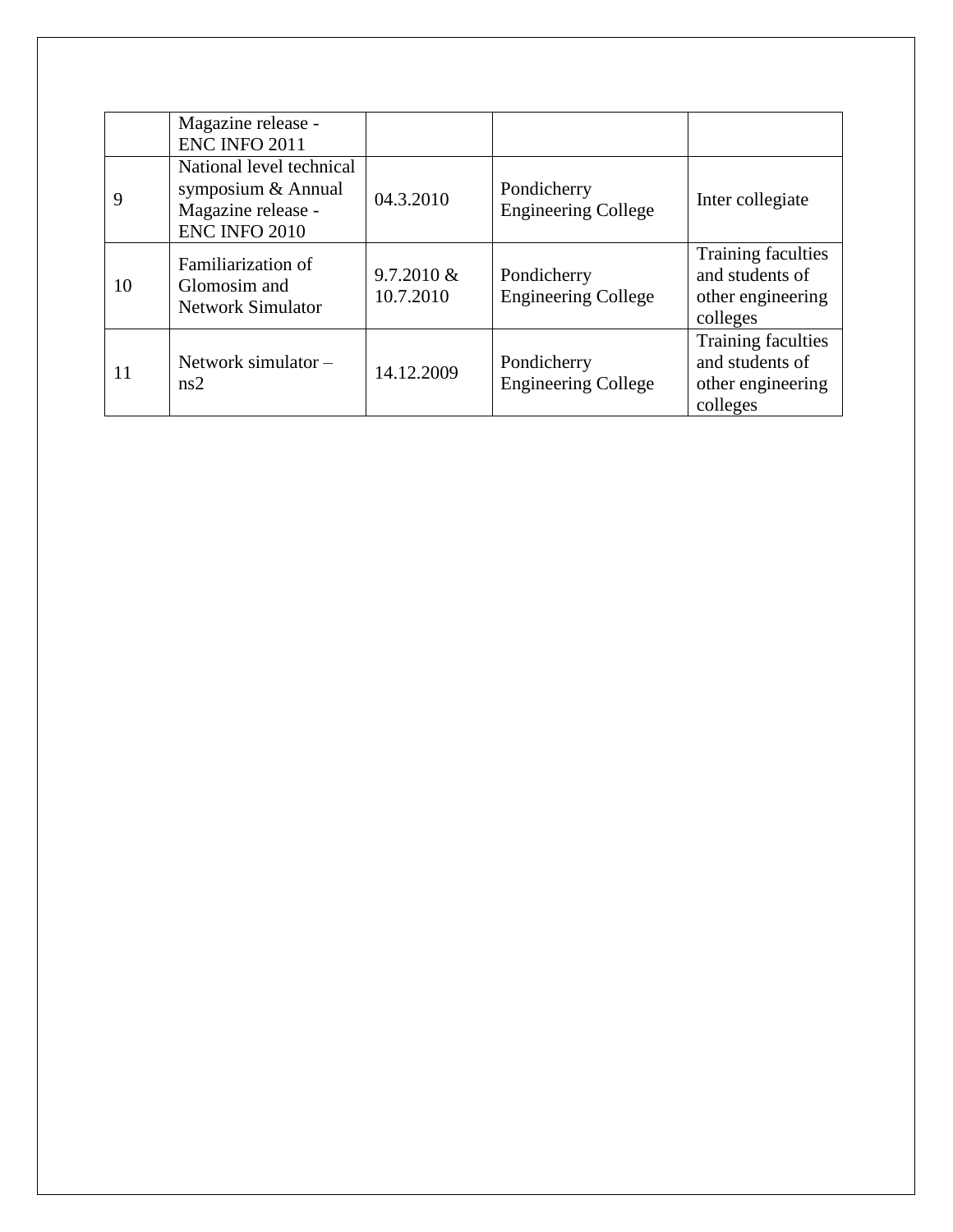| | | | | |
|---|---|---|---|---|
| | Magazine release - ENC INFO 2011 | | | |
| 9 | National level technical symposium & Annual Magazine release - ENC INFO 2010 | 04.3.2010 | Pondicherry Engineering College | Inter collegiate |
| 10 | Familiarization of Glomosim and Network Simulator | 9.7.2010 & 10.7.2010 | Pondicherry Engineering College | Training faculties and students of other engineering colleges |
| 11 | Network simulator – ns2 | 14.12.2009 | Pondicherry Engineering College | Training faculties and students of other engineering colleges |